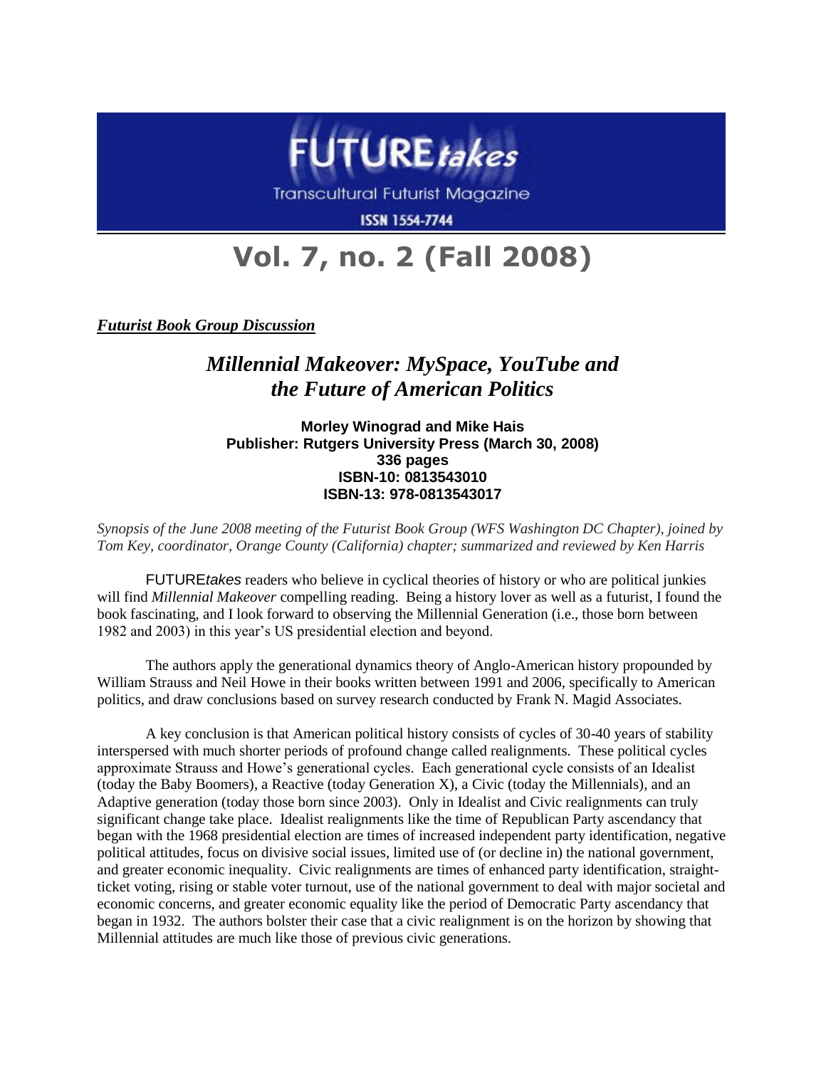# FUTURE*takes*

Transcultural Futurist Magazine

ISSN 1554-7744

## Vol. 7, no. 2 (Fall 2008)

***Futurist Book Group Discussion***

## *Millennial Makeover: MySpace, YouTube and the Future of American Politics*

**Morley Winograd and Mike Hais**
**Publisher: Rutgers University Press (March 30, 2008)**
**336 pages**
**ISBN-10: 0813543010**
**ISBN-13: 978-0813543017**

*Synopsis of the June 2008 meeting of the Futurist Book Group (WFS Washington DC Chapter), joined by Tom Key, coordinator, Orange County (California) chapter; summarized and reviewed by Ken Harris*

FUTURE*takes* readers who believe in cyclical theories of history or who are political junkies will find *Millennial Makeover* compelling reading. Being a history lover as well as a futurist, I found the book fascinating, and I look forward to observing the Millennial Generation (i.e., those born between 1982 and 2003) in this year's US presidential election and beyond.

The authors apply the generational dynamics theory of Anglo-American history propounded by William Strauss and Neil Howe in their books written between 1991 and 2006, specifically to American politics, and draw conclusions based on survey research conducted by Frank N. Magid Associates.

A key conclusion is that American political history consists of cycles of 30-40 years of stability interspersed with much shorter periods of profound change called realignments. These political cycles approximate Strauss and Howe's generational cycles. Each generational cycle consists of an Idealist (today the Baby Boomers), a Reactive (today Generation X), a Civic (today the Millennials), and an Adaptive generation (today those born since 2003). Only in Idealist and Civic realignments can truly significant change take place. Idealist realignments like the time of Republican Party ascendancy that began with the 1968 presidential election are times of increased independent party identification, negative political attitudes, focus on divisive social issues, limited use of (or decline in) the national government, and greater economic inequality. Civic realignments are times of enhanced party identification, straight-ticket voting, rising or stable voter turnout, use of the national government to deal with major societal and economic concerns, and greater economic equality like the period of Democratic Party ascendancy that began in 1932. The authors bolster their case that a civic realignment is on the horizon by showing that Millennial attitudes are much like those of previous civic generations.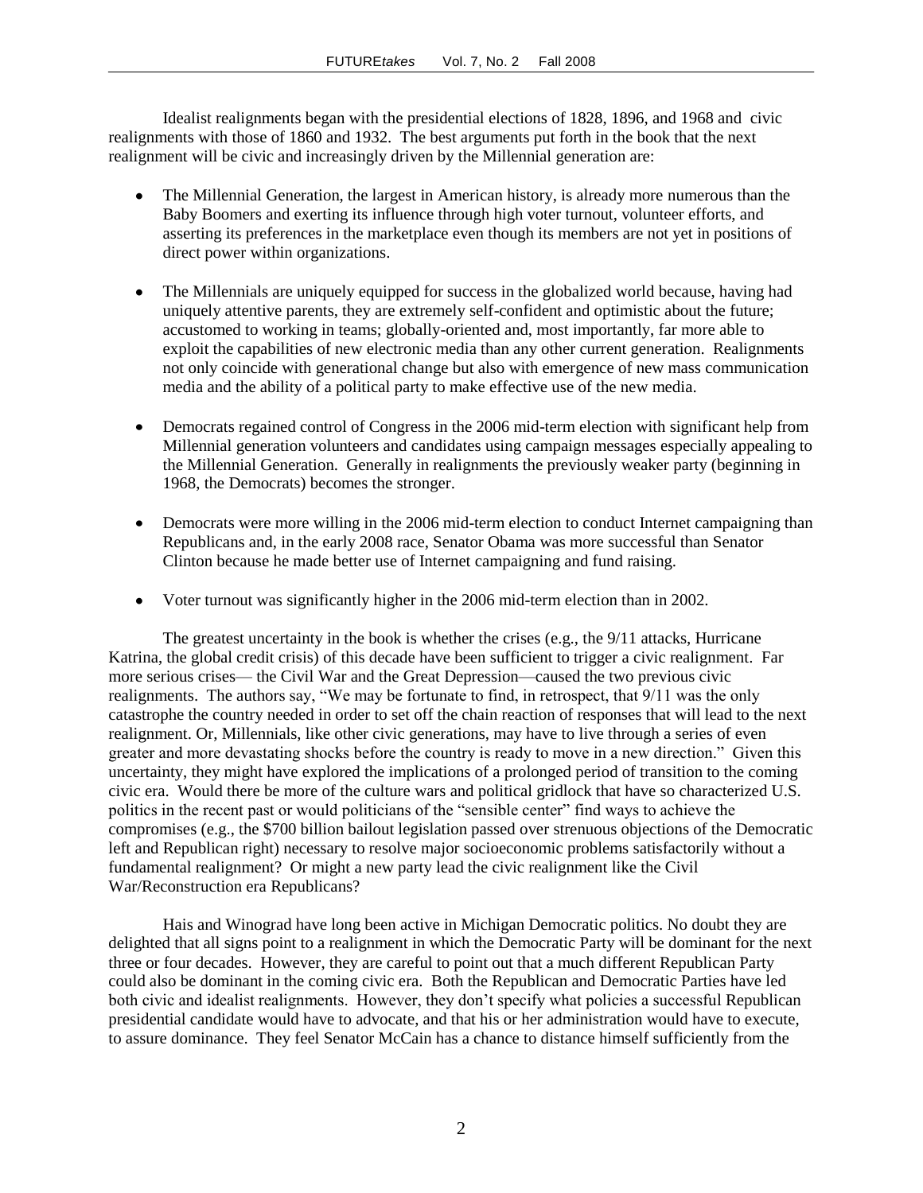Idealist realignments began with the presidential elections of 1828, 1896, and 1968 and civic realignments with those of 1860 and 1932. The best arguments put forth in the book that the next realignment will be civic and increasingly driven by the Millennial generation are:

- The Millennial Generation, the largest in American history, is already more numerous than the Baby Boomers and exerting its influence through high voter turnout, volunteer efforts, and asserting its preferences in the marketplace even though its members are not yet in positions of direct power within organizations.

- The Millennials are uniquely equipped for success in the globalized world because, having had uniquely attentive parents, they are extremely self-confident and optimistic about the future; accustomed to working in teams; globally-oriented and, most importantly, far more able to exploit the capabilities of new electronic media than any other current generation. Realignments not only coincide with generational change but also with emergence of new mass communication media and the ability of a political party to make effective use of the new media.

- Democrats regained control of Congress in the 2006 mid-term election with significant help from Millennial generation volunteers and candidates using campaign messages especially appealing to the Millennial Generation. Generally in realignments the previously weaker party (beginning in 1968, the Democrats) becomes the stronger.

- Democrats were more willing in the 2006 mid-term election to conduct Internet campaigning than Republicans and, in the early 2008 race, Senator Obama was more successful than Senator Clinton because he made better use of Internet campaigning and fund raising.

- Voter turnout was significantly higher in the 2006 mid-term election than in 2002.

The greatest uncertainty in the book is whether the crises (e.g., the 9/11 attacks, Hurricane Katrina, the global credit crisis) of this decade have been sufficient to trigger a civic realignment. Far more serious crises— the Civil War and the Great Depression—caused the two previous civic realignments. The authors say, "We may be fortunate to find, in retrospect, that 9/11 was the only catastrophe the country needed in order to set off the chain reaction of responses that will lead to the next realignment. Or, Millennials, like other civic generations, may have to live through a series of even greater and more devastating shocks before the country is ready to move in a new direction." Given this uncertainty, they might have explored the implications of a prolonged period of transition to the coming civic era. Would there be more of the culture wars and political gridlock that have so characterized U.S. politics in the recent past or would politicians of the "sensible center" find ways to achieve the compromises (e.g., the $700 billion bailout legislation passed over strenuous objections of the Democratic left and Republican right) necessary to resolve major socioeconomic problems satisfactorily without a fundamental realignment? Or might a new party lead the civic realignment like the Civil War/Reconstruction era Republicans?

Hais and Winograd have long been active in Michigan Democratic politics. No doubt they are delighted that all signs point to a realignment in which the Democratic Party will be dominant for the next three or four decades. However, they are careful to point out that a much different Republican Party could also be dominant in the coming civic era. Both the Republican and Democratic Parties have led both civic and idealist realignments. However, they don't specify what policies a successful Republican presidential candidate would have to advocate, and that his or her administration would have to execute, to assure dominance. They feel Senator McCain has a chance to distance himself sufficiently from the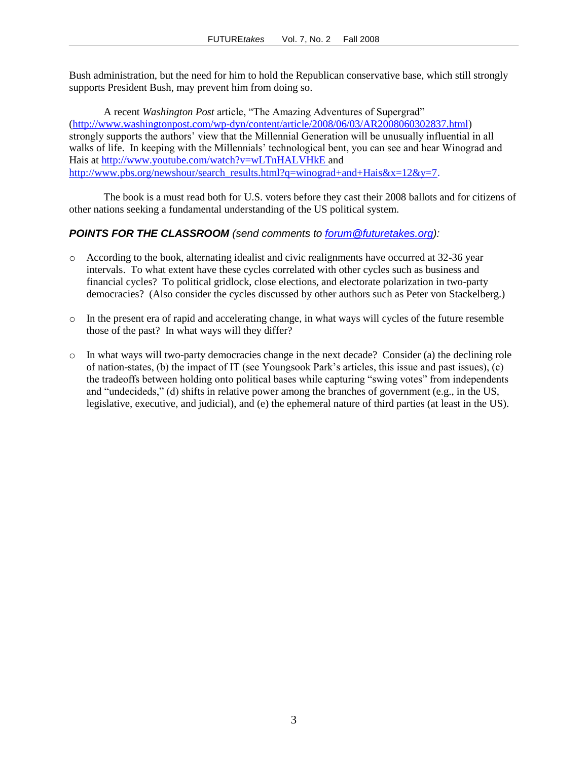Bush administration, but the need for him to hold the Republican conservative base, which still strongly supports President Bush, may prevent him from doing so.

A recent *Washington Post* article, "The Amazing Adventures of Supergrad" (http://www.washingtonpost.com/wp-dyn/content/article/2008/06/03/AR2008060302837.html) strongly supports the authors' view that the Millennial Generation will be unusually influential in all walks of life. In keeping with the Millennials' technological bent, you can see and hear Winograd and Hais at http://www.youtube.com/watch?v=wLTnHALVHkE and http://www.pbs.org/newshour/search_results.html?q=winograd+and+Hais&x=12&y=7.

The book is a must read both for U.S. voters before they cast their 2008 ballots and for citizens of other nations seeking a fundamental understanding of the US political system.

***POINTS FOR THE CLASSROOM*** *(send comments to forum@futuretakes.org):*

- According to the book, alternating idealist and civic realignments have occurred at 32-36 year intervals. To what extent have these cycles correlated with other cycles such as business and financial cycles? To political gridlock, close elections, and electorate polarization in two-party democracies? (Also consider the cycles discussed by other authors such as Peter von Stackelberg.)

- In the present era of rapid and accelerating change, in what ways will cycles of the future resemble those of the past? In what ways will they differ?

- In what ways will two-party democracies change in the next decade? Consider (a) the declining role of nation-states, (b) the impact of IT (see Youngsook Park's articles, this issue and past issues), (c) the tradeoffs between holding onto political bases while capturing "swing votes" from independents and "undecideds," (d) shifts in relative power among the branches of government (e.g., in the US, legislative, executive, and judicial), and (e) the ephemeral nature of third parties (at least in the US).